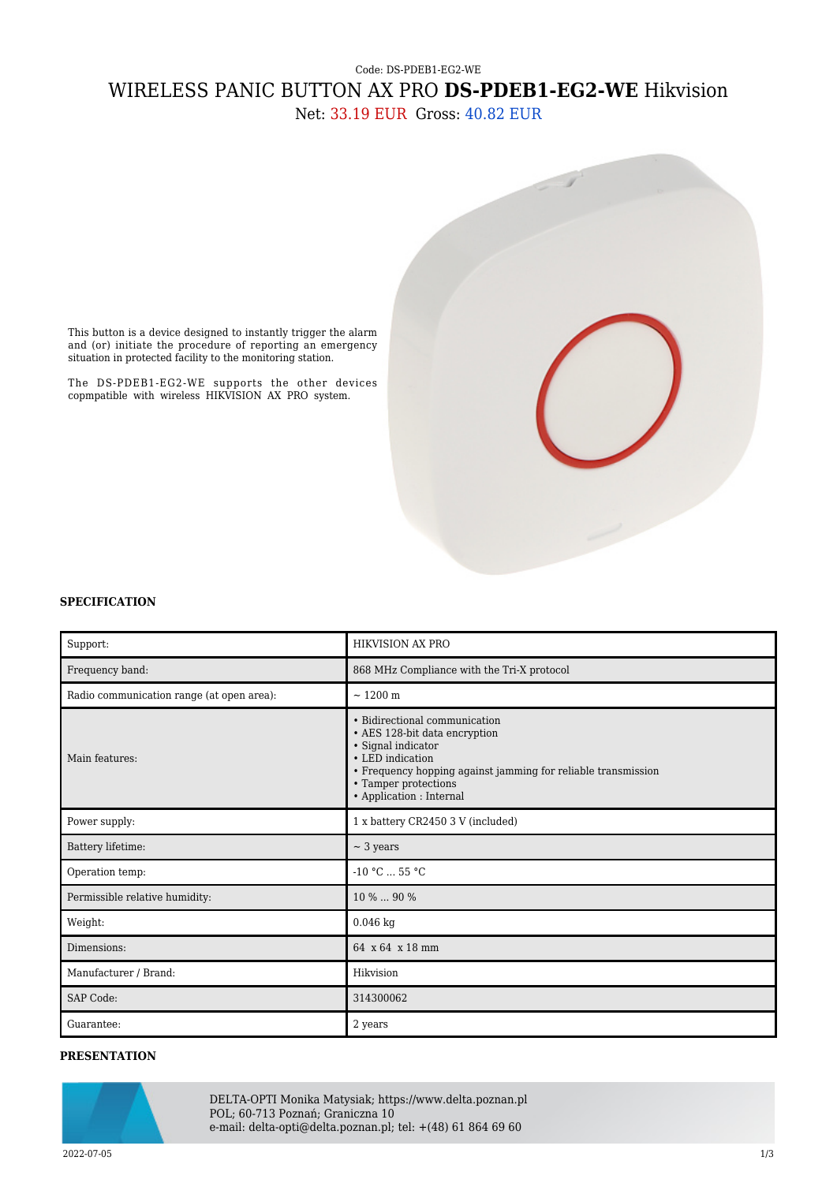Code: DS-PDEB1-EG2-WE

# WIRELESS PANIC BUTTON AX PRO **DS-PDEB1-EG2-WE** Hikvision

Net: 33.19 EUR Gross: 40.82 EUR

This button is a device designed to instantly trigger the alarm and (or) initiate the procedure of reporting an emergency situation in protected facility to the monitoring station.

The DS-PDEB1-EG2-WE supports the other devices copmpatible with wireless HIKVISION AX PRO system.

## SPECIFICATION

| Support: | HIKVISION AX PRO |
|---|---|
| Frequency band: | 868 MHz Compliance with the Tri-X protocol |
| Radio communication range (at open area): | ~ 1200 m |
| Main features: | • Bidirectional communication<br>• AES 128-bit data encryption<br>• Signal indicator<br>• LED indication<br>• Frequency hopping against jamming for reliable transmission<br>• Tamper protections<br>• Application : Internal |
| Power supply: | 1 x battery CR2450 3 V (included) |
| Battery lifetime: | ~ 3 years |
| Operation temp: | -10 °C ... 55 °C |
| Permissible relative humidity: | 10 % ... 90 % |
| Weight: | 0.046 kg |
| Dimensions: | 64 x 64 x 18 mm |
| Manufacturer / Brand: | Hikvision |
| SAP Code: | 314300062 |
| Guarantee: | 2 years |

## PRESENTATION

DELTA-OPTI Monika Matysiak; https://www.delta.poznan.pl
POL; 60-713 Poznań; Graniczna 10
e-mail: delta-opti@delta.poznan.pl; tel: +(48) 61 864 69 60

2022-07-05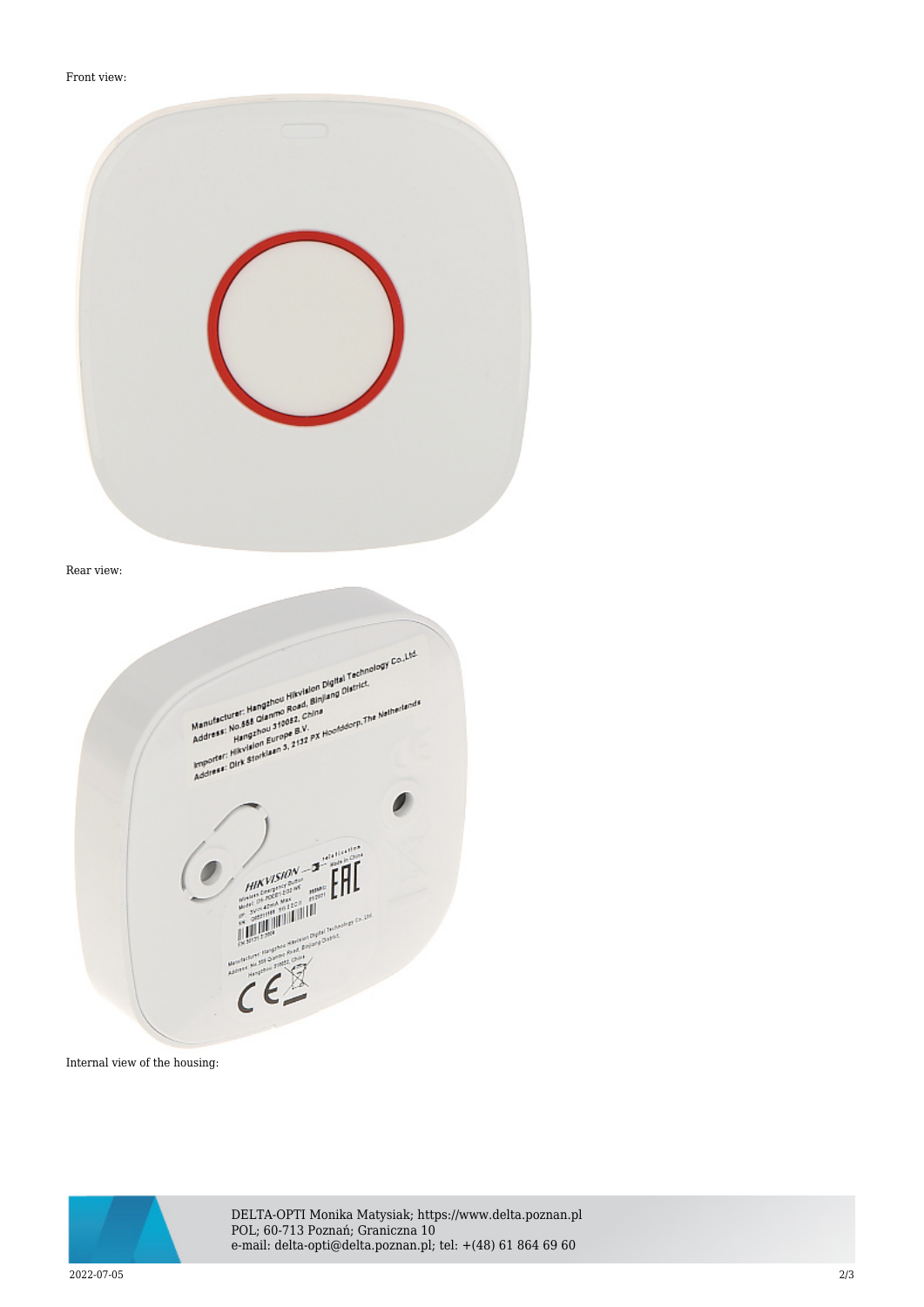Front view:

Rear view:

Internal view of the housing: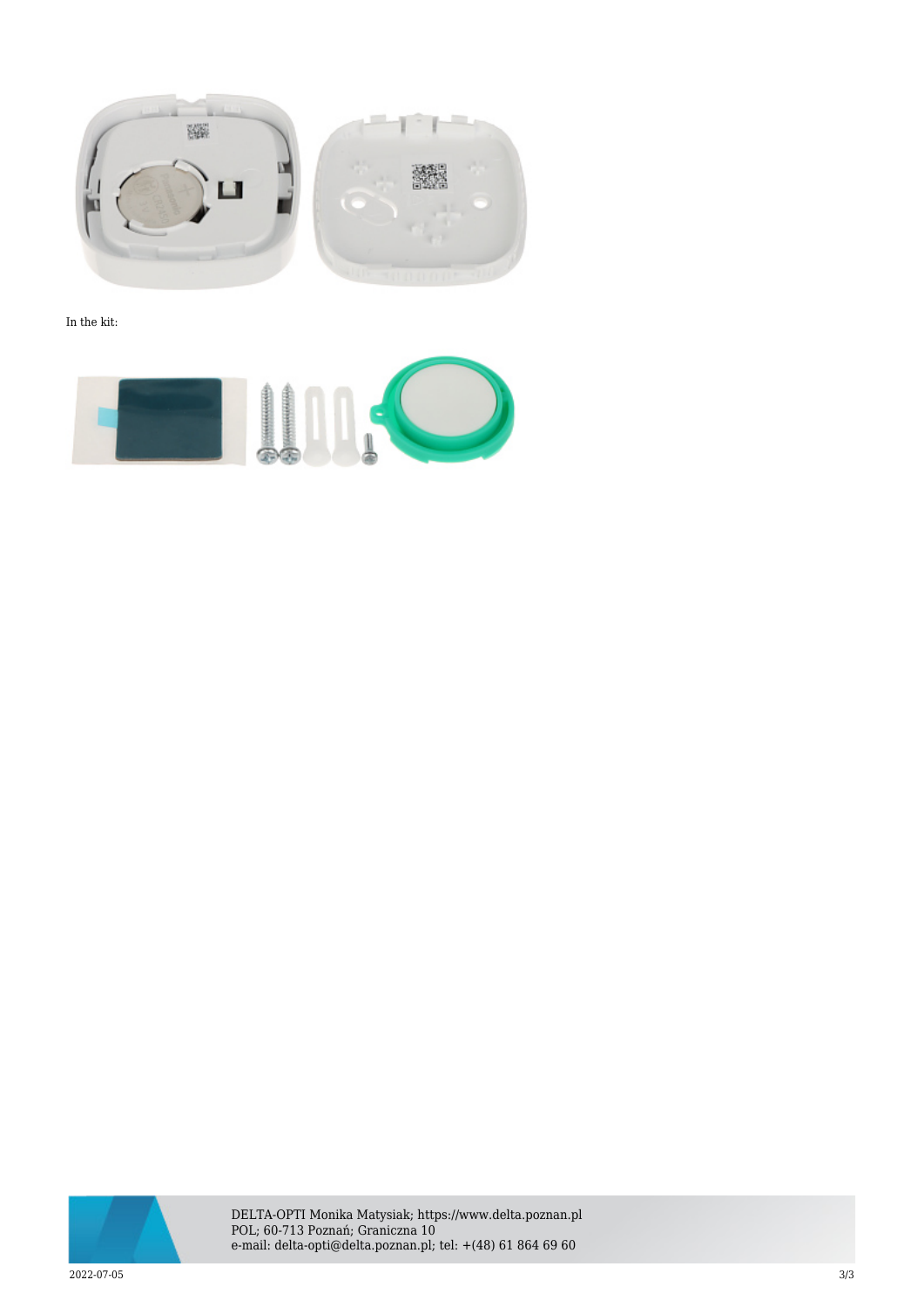In the kit: